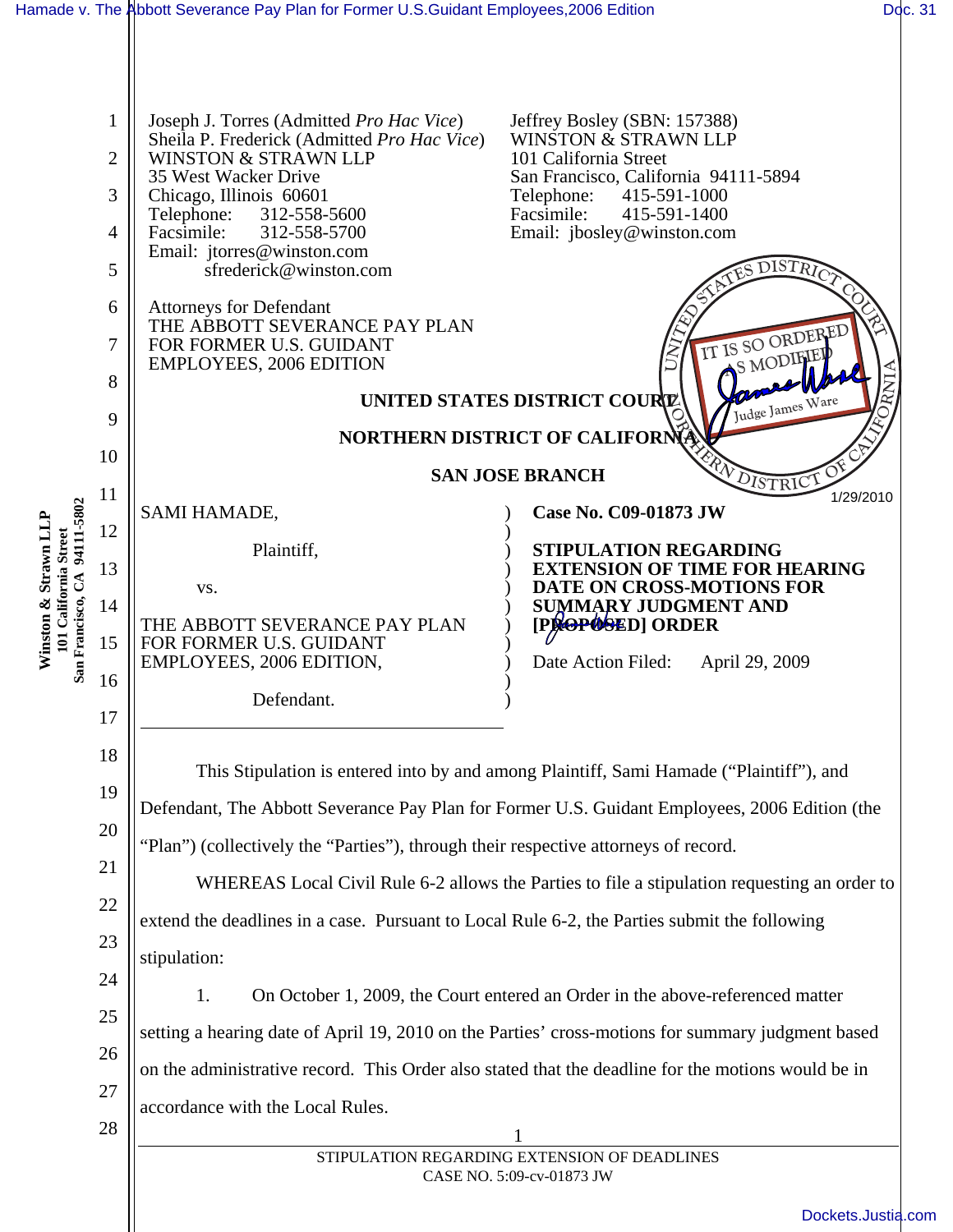Joseph J. Torres (Admitted *Pro Hac Vice*)
Sheila P. Frederick (Admitted *Pro Hac Vice*)
WINSTON & STRAWN LLP
35 West Wacker Drive
Chicago, Illinois 60601
Telephone: 312-558-5600
Facsimile: 312-558-5700
Email: jtorres@winston.com
sfrederick@winston.com

Jeffrey Bosley (SBN: 157388)
WINSTON & STRAWN LLP
101 California Street
San Francisco, California 94111-5894
Telephone: 415-591-1000
Facsimile: 415-591-1400
Email: jbosley@winston.com

Attorneys for Defendant
THE ABBOTT SEVERANCE PAY PLAN
FOR FORMER U.S. GUIDANT
EMPLOYEES, 2006 EDITION

IT IS SO ORDERED AS MODIFIED
Judge James Ware
1/29/2010

**UNITED STATES DISTRICT COURT**

**NORTHERN DISTRICT OF CALIFORNIA**

**SAN JOSE BRANCH**

| | |
|---|---|
| SAMI HAMADE,<br><br>Plaintiff,<br><br>vs.<br><br>THE ABBOTT SEVERANCE PAY PLAN FOR FORMER U.S. GUIDANT EMPLOYEES, 2006 EDITION,<br><br>Defendant. | **Case No. C09-01873 JW**<br><br>**STIPULATION REGARDING EXTENSION OF TIME FOR HEARING DATE ON CROSS-MOTIONS FOR SUMMARY JUDGMENT AND ~~[PROPOSED]~~ ORDER**<br><br>Date Action Filed: April 29, 2009 |

This Stipulation is entered into by and among Plaintiff, Sami Hamade ("Plaintiff"), and Defendant, The Abbott Severance Pay Plan for Former U.S. Guidant Employees, 2006 Edition (the "Plan") (collectively the "Parties"), through their respective attorneys of record.

WHEREAS Local Civil Rule 6-2 allows the Parties to file a stipulation requesting an order to extend the deadlines in a case. Pursuant to Local Rule 6-2, the Parties submit the following stipulation:

1. On October 1, 2009, the Court entered an Order in the above-referenced matter setting a hearing date of April 19, 2010 on the Parties' cross-motions for summary judgment based on the administrative record. This Order also stated that the deadline for the motions would be in accordance with the Local Rules.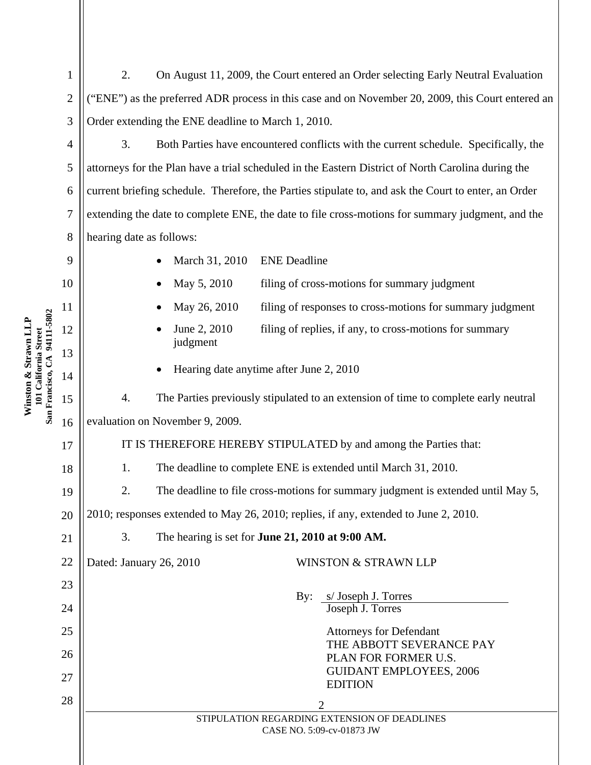2. On August 11, 2009, the Court entered an Order selecting Early Neutral Evaluation ("ENE") as the preferred ADR process in this case and on November 20, 2009, this Court entered an Order extending the ENE deadline to March 1, 2010.

3. Both Parties have encountered conflicts with the current schedule. Specifically, the attorneys for the Plan have a trial scheduled in the Eastern District of North Carolina during the current briefing schedule. Therefore, the Parties stipulate to, and ask the Court to enter, an Order extending the date to complete ENE, the date to file cross-motions for summary judgment, and the hearing date as follows:

- March 31, 2010 ENE Deadline
- May 5, 2010 filing of cross-motions for summary judgment
- May 26, 2010 filing of responses to cross-motions for summary judgment
- June 2, 2010 filing of replies, if any, to cross-motions for summary judgment
- Hearing date anytime after June 2, 2010

4. The Parties previously stipulated to an extension of time to complete early neutral evaluation on November 9, 2009.

IT IS THEREFORE HEREBY STIPULATED by and among the Parties that:

1. The deadline to complete ENE is extended until March 31, 2010.

2. The deadline to file cross-motions for summary judgment is extended until May 5, 2010; responses extended to May 26, 2010; replies, if any, extended to June 2, 2010.

3. The hearing is set for **June 21, 2010 at 9:00 AM.**

Dated: January 26, 2010

WINSTON & STRAWN LLP

By: s/ Joseph J. Torres
Joseph J. Torres

Attorneys for Defendant
THE ABBOTT SEVERANCE PAY PLAN FOR FORMER U.S. GUIDANT EMPLOYEES, 2006 EDITION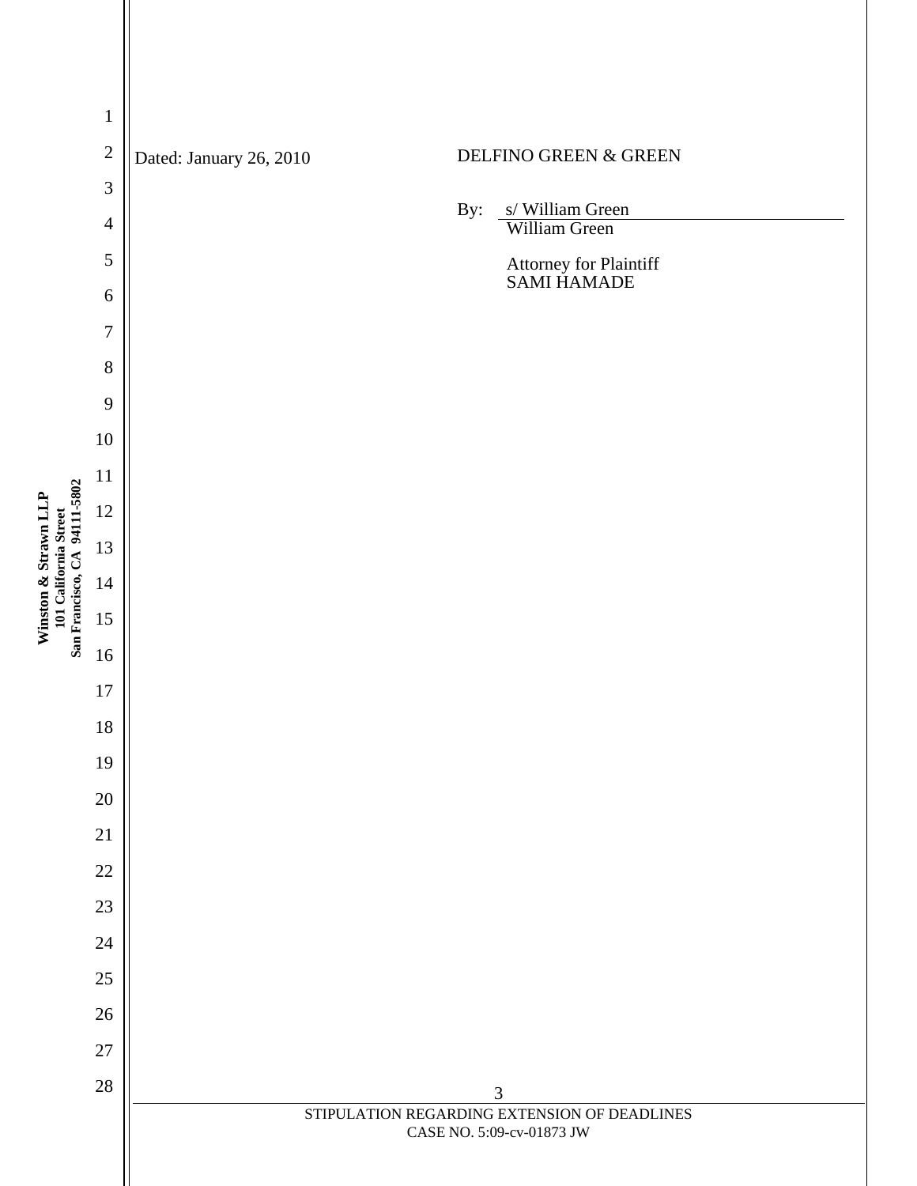Dated: January 26, 2010

DELFINO GREEN & GREEN

By: s/ William Green
William Green

Attorney for Plaintiff
SAMI HAMADE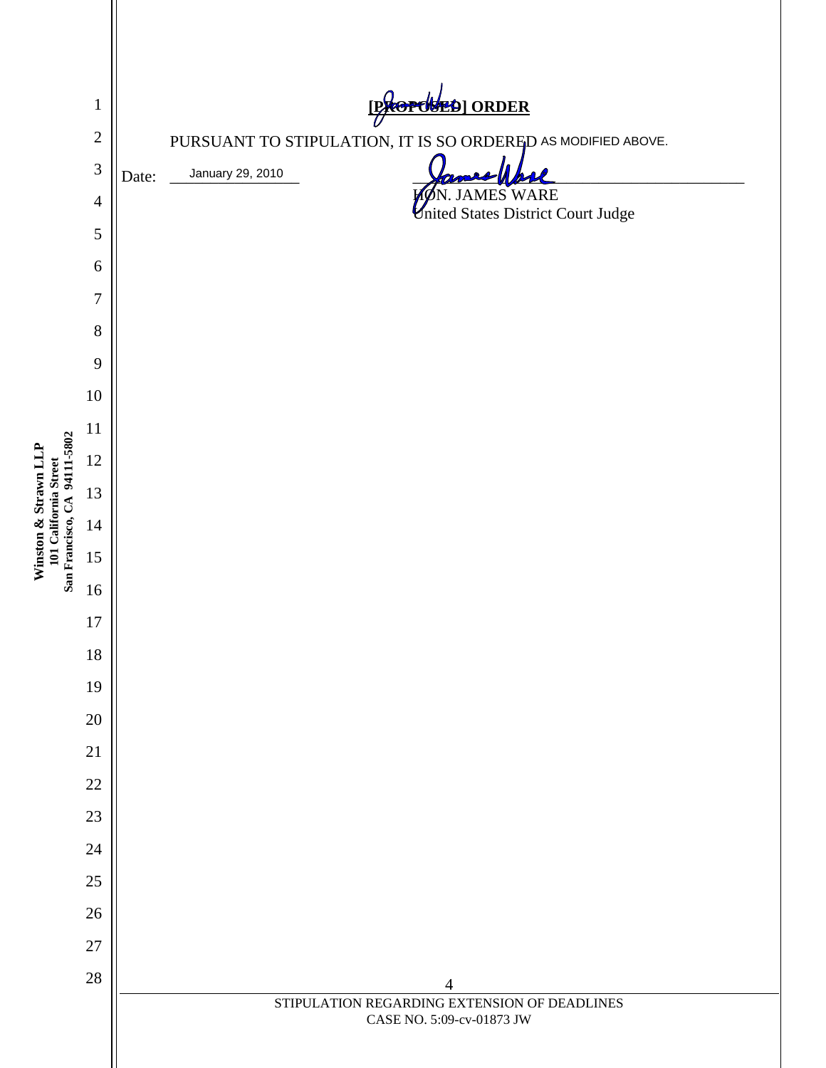## [PROPOSED] ORDER

PURSUANT TO STIPULATION, IT IS SO ORDERED AS MODIFIED ABOVE.

Date: January 29, 2010

HON. JAMES WARE
United States District Court Judge